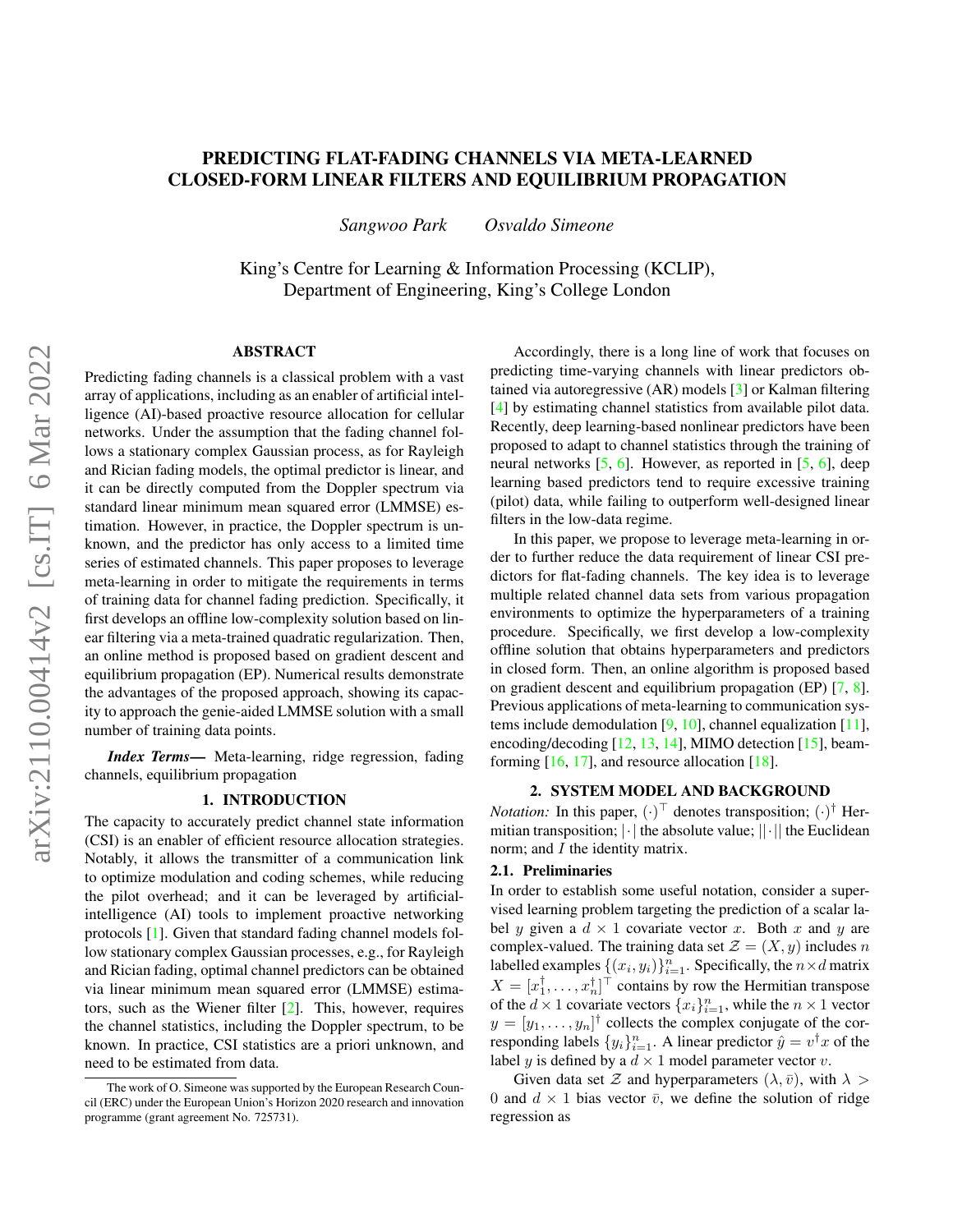# PREDICTING FLAT-FADING CHANNELS VIA META-LEARNED CLOSED-FORM LINEAR FILTERS AND EQUILIBRIUM PROPAGATION

*Sangwoo Park* *Osvaldo Simeone*

King's Centre for Learning & Information Processing (KCLIP), Department of Engineering, King's College London

## ABSTRACT

Predicting fading channels is a classical problem with a vast array of applications, including as an enabler of artificial intelligence (AI)-based proactive resource allocation for cellular networks. Under the assumption that the fading channel follows a stationary complex Gaussian process, as for Rayleigh and Rician fading models, the optimal predictor is linear, and it can be directly computed from the Doppler spectrum via standard linear minimum mean squared error (LMMSE) estimation. However, in practice, the Doppler spectrum is unknown, and the predictor has only access to a limited time series of estimated channels. This paper proposes to leverage meta-learning in order to mitigate the requirements in terms of training data for channel fading prediction. Specifically, it first develops an offline low-complexity solution based on linear filtering via a meta-trained quadratic regularization. Then, an online method is proposed based on gradient descent and equilibrium propagation (EP). Numerical results demonstrate the advantages of the proposed approach, showing its capacity to approach the genie-aided LMMSE solution with a small number of training data points.

***Index Terms*—** Meta-learning, ridge regression, fading channels, equilibrium propagation

## 1. INTRODUCTION

The capacity to accurately predict channel state information (CSI) is an enabler of efficient resource allocation strategies. Notably, it allows the transmitter of a communication link to optimize modulation and coding schemes, while reducing the pilot overhead; and it can be leveraged by artificial-intelligence (AI) tools to implement proactive networking protocols [1]. Given that standard fading channel models follow stationary complex Gaussian processes, e.g., for Rayleigh and Rician fading, optimal channel predictors can be obtained via linear minimum mean squared error (LMMSE) estimators, such as the Wiener filter [2]. This, however, requires the channel statistics, including the Doppler spectrum, to be known. In practice, CSI statistics are a priori unknown, and need to be estimated from data.

Accordingly, there is a long line of work that focuses on predicting time-varying channels with linear predictors obtained via autoregressive (AR) models [3] or Kalman filtering [4] by estimating channel statistics from available pilot data. Recently, deep learning-based nonlinear predictors have been proposed to adapt to channel statistics through the training of neural networks [5, 6]. However, as reported in [5, 6], deep learning based predictors tend to require excessive training (pilot) data, while failing to outperform well-designed linear filters in the low-data regime.

In this paper, we propose to leverage meta-learning in order to further reduce the data requirement of linear CSI predictors for flat-fading channels. The key idea is to leverage multiple related channel data sets from various propagation environments to optimize the hyperparameters of a training procedure. Specifically, we first develop a low-complexity offline solution that obtains hyperparameters and predictors in closed form. Then, an online algorithm is proposed based on gradient descent and equilibrium propagation (EP) [7, 8]. Previous applications of meta-learning to communication systems include demodulation [9, 10], channel equalization [11], encoding/decoding [12, 13, 14], MIMO detection [15], beamforming [16, 17], and resource allocation [18].

## 2. SYSTEM MODEL AND BACKGROUND

*Notation:* In this paper, $(\cdot)^\top$ denotes transposition; $(\cdot)^\dagger$ Hermitian transposition; $|\cdot|$ the absolute value; $||\cdot||$ the Euclidean norm; and $I$ the identity matrix.

### 2.1. Preliminaries

In order to establish some useful notation, consider a supervised learning problem targeting the prediction of a scalar label $y$ given a $d \times 1$ covariate vector $x$. Both $x$ and $y$ are complex-valued. The training data set $\mathcal{Z} = (X, y)$ includes $n$ labelled examples $\{(x_i, y_i)\}_{i=1}^n$. Specifically, the $n \times d$ matrix $X = [x_1^\dagger, \ldots, x_n^\dagger]^\top$ contains by row the Hermitian transpose of the $d \times 1$ covariate vectors $\{x_i\}_{i=1}^n$, while the $n \times 1$ vector $y = [y_1, \ldots, y_n]^\dagger$ collects the complex conjugate of the corresponding labels $\{y_i\}_{i=1}^n$. A linear predictor $\hat{y} = v^\dagger x$ of the label $y$ is defined by a $d \times 1$ model parameter vector $v$.

Given data set $\mathcal{Z}$ and hyperparameters $(\lambda, \bar{v})$, with $\lambda > 0$ and $d \times 1$ bias vector $\bar{v}$, we define the solution of ridge regression as

The work of O. Simeone was supported by the European Research Council (ERC) under the European Union's Horizon 2020 research and innovation programme (grant agreement No. 725731).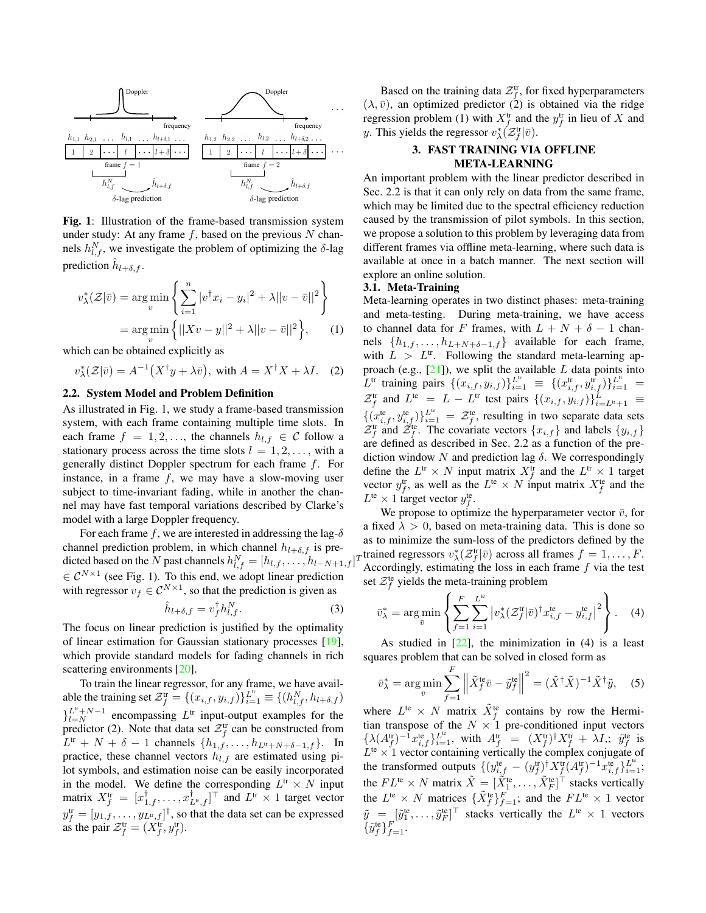**Fig. 1**: Illustration of the frame-based transmission system under study: At any frame $f$, based on the previous $N$ channels $h_{l,f}^N$, we investigate the problem of optimizing the $\delta$-lag prediction $\hat{h}_{l+\delta,f}$.

$$v_\lambda^*(\mathcal{Z}|\bar{v}) = \arg\min_v \left\{ \sum_{i=1}^n |v^\dagger x_i - y_i|^2 + \lambda ||v - \bar{v}||^2 \right\}$$
$$= \arg\min_v \left\{ ||Xv - y||^2 + \lambda ||v - \bar{v}||^2 \right\}, \quad (1)$$

which can be obtained explicitly as

$$v_\lambda^*(\mathcal{Z}|\bar{v}) = A^{-1}\big(X^\dagger y + \lambda \bar{v}\big), \text{ with } A = X^\dagger X + \lambda I. \quad (2)$$

### 2.2. System Model and Problem Definition

As illustrated in Fig. 1, we study a frame-based transmission system, with each frame containing multiple time slots. In each frame $f = 1, 2, \ldots$, the channels $h_{l,f} \in \mathcal{C}$ follow a stationary process across the time slots $l = 1, 2, \ldots$, with a generally distinct Doppler spectrum for each frame $f$. For instance, in a frame $f$, we may have a slow-moving user subject to time-invariant fading, while in another the channel may have fast temporal variations described by Clarke's model with a large Doppler frequency.

For each frame $f$, we are interested in addressing the lag-$\delta$ channel prediction problem, in which channel $h_{l+\delta,f}$ is predicted based on the $N$ past channels $h_{l,f}^N = [h_{l,f}, \ldots, h_{l-N+1,f}]^T \in \mathcal{C}^{N\times 1}$ (see Fig. 1). To this end, we adopt linear prediction with regressor $v_f \in \mathcal{C}^{N\times 1}$, so that the prediction is given as

$$\hat{h}_{l+\delta,f} = v_f^\dagger h_{l,f}^N. \quad (3)$$

The focus on linear prediction is justified by the optimality of linear estimation for Gaussian stationary processes [19], which provide standard models for fading channels in rich scattering environments [20].

To train the linear regressor, for any frame, we have available the training set $\mathcal{Z}_f^{\text{tr}} = \{(x_{i,f}, y_{i,f})\}_{i=1}^{L^{\text{tr}}} \equiv \{(h_{l,f}^N, h_{l+\delta,f})\}_{l=N}^{L^{\text{tr}}+N-1}$ encompassing $L^{\text{tr}}$ input-output examples for the predictor (2). Note that data set $\mathcal{Z}_f^{\text{tr}}$ can be constructed from $L^{\text{tr}} + N + \delta - 1$ channels $\{h_{1,f}, \ldots, h_{L^{\text{tr}}+N+\delta-1,f}\}$. In practice, these channel vectors $h_{l,f}$ are estimated using pilot symbols, and estimation noise can be easily incorporated in the model. We define the corresponding $L^{\text{tr}} \times N$ input matrix $X_f^{\text{tr}} = [x_{1,f}^\dagger, \ldots, x_{L^{\text{tr}},f}^\dagger]^\top$ and $L^{\text{tr}} \times 1$ target vector $y_f^{\text{tr}} = [y_{1,f}, \ldots, y_{L^{\text{tr}},f}]^\dagger$, so that the data set can be expressed as the pair $\mathcal{Z}_f^{\text{tr}} = (X_f^{\text{tr}}, y_f^{\text{tr}})$.

Based on the training data $\mathcal{Z}_f^{\text{tr}}$, for fixed hyperparameters $(\lambda, \bar{v})$, an optimized predictor (2) is obtained via the ridge regression problem (1) with $X_f^{\text{tr}}$ and the $y_f^{\text{tr}}$ in lieu of $X$ and $y$. This yields the regressor $v_\lambda^*(\mathcal{Z}_f^{\text{tr}}|\bar{v})$.

## 3. FAST TRAINING VIA OFFLINE META-LEARNING

An important problem with the linear predictor described in Sec. 2.2 is that it can only rely on data from the same frame, which may be limited due to the spectral efficiency reduction caused by the transmission of pilot symbols. In this section, we propose a solution to this problem by leveraging data from different frames via offline meta-learning, where such data is available at once in a batch manner. The next section will explore an online solution.

### 3.1. Meta-Training

Meta-learning operates in two distinct phases: meta-training and meta-testing. During meta-training, we have access to channel data for $F$ frames, with $L + N + \delta - 1$ channels $\{h_{1,f}, \ldots, h_{L+N+\delta-1,f}\}$ available for each frame, with $L > L^{\text{tr}}$. Following the standard meta-learning approach (e.g., [21]), we split the available $L$ data points into $L^{\text{tr}}$ training pairs $\{(x_{i,f}, y_{i,f})\}_{i=1}^{L^{\text{tr}}} \equiv \{(x_{i,f}^{\text{tr}}, y_{i,f}^{\text{tr}})\}_{i=1}^{L^{\text{tr}}} = \mathcal{Z}_f^{\text{tr}}$ and $L^{\text{te}} = L - L^{\text{tr}}$ test pairs $\{(x_{i,f}, y_{i,f})\}_{i=L^{\text{tr}}+1}^{L} \equiv \{(x_{i,f}^{\text{te}}, y_{i,f}^{\text{te}})\}_{i=1}^{L^{\text{te}}} = \mathcal{Z}_f^{\text{te}}$, resulting in two separate data sets $\mathcal{Z}_f^{\text{tr}}$ and $\mathcal{Z}_f^{\text{te}}$. The covariate vectors $\{x_{i,f}\}$ and labels $\{y_{i,f}\}$ are defined as described in Sec. 2.2 as a function of the prediction window $N$ and prediction lag $\delta$. We correspondingly define the $L^{\text{tr}} \times N$ input matrix $X_f^{\text{tr}}$ and the $L^{\text{tr}} \times 1$ target vector $y_f^{\text{tr}}$, as well as the $L^{\text{te}} \times N$ input matrix $X_f^{\text{te}}$ and the $L^{\text{te}} \times 1$ target vector $y_f^{\text{te}}$.

We propose to optimize the hyperparameter vector $\bar{v}$, for a fixed $\lambda > 0$, based on meta-training data. This is done so as to minimize the sum-loss of the predictors defined by the trained regressors $v_\lambda^*(\mathcal{Z}_f^{\text{tr}}|\bar{v})$ across all frames $f = 1, \ldots, F$. Accordingly, estimating the loss in each frame $f$ via the test set $\mathcal{Z}_f^{\text{te}}$ yields the meta-training problem

$$\bar{v}_\lambda^* = \arg\min_{\bar{v}} \left\{ \sum_{f=1}^F \sum_{i=1}^{L^{\text{te}}} \left| v_\lambda^*(\mathcal{Z}_f^{\text{tr}}|\bar{v})^\dagger x_{i,f}^{\text{te}} - y_{i,f}^{\text{te}} \right|^2 \right\}. \quad (4)$$

As studied in [22], the minimization in (4) is a least squares problem that can be solved in closed form as

$$\bar{v}_\lambda^* = \arg\min_{\bar{v}} \sum_{f=1}^F \left\| \tilde{X}_f^{\text{te}} \bar{v} - \tilde{y}_f^{\text{te}} \right\|^2 = (\tilde{X}^\dagger \tilde{X})^{-1} \tilde{X}^\dagger \tilde{y}, \quad (5)$$

where $L^{\text{te}} \times N$ matrix $\tilde{X}_f^{\text{te}}$ contains by row the Hermitian transpose of the $N \times 1$ pre-conditioned input vectors $\{\lambda (A_f^{\text{tr}})^{-1} x_{i,f}^{\text{te}}\}_{i=1}^{L^{\text{te}}}$, with $A_f^{\text{tr}} = (X_f^{\text{tr}})^\dagger X_f^{\text{tr}} + \lambda I$,; $\tilde{y}_f^{\text{te}}$ is $L^{\text{te}} \times 1$ vector containing vertically the complex conjugate of the transformed outputs $\{(y_{i,f}^{\text{te}} - (y_f^{\text{tr}})^\dagger X_f^{\text{tr}} (A_f^{\text{tr}})^{-1} x_{i,f}^{\text{te}}\}_{i=1}^{L^{\text{te}}}$; the $FL^{\text{te}} \times N$ matrix $\tilde{X} = [\tilde{X}_1^{\text{te}}, \ldots, \tilde{X}_F^{\text{te}}]^\top$ stacks vertically the $L^{\text{te}} \times N$ matrices $\{\tilde{X}_f^{\text{te}}\}_{f=1}^F$; and the $FL^{\text{te}} \times 1$ vector $\tilde{y} = [\tilde{y}_1^{\text{te}}, \ldots, \tilde{y}_F^{\text{te}}]^\top$ stacks vertically the $L^{\text{te}} \times 1$ vectors $\{\tilde{y}_f^{\text{te}}\}_{f=1}^F$.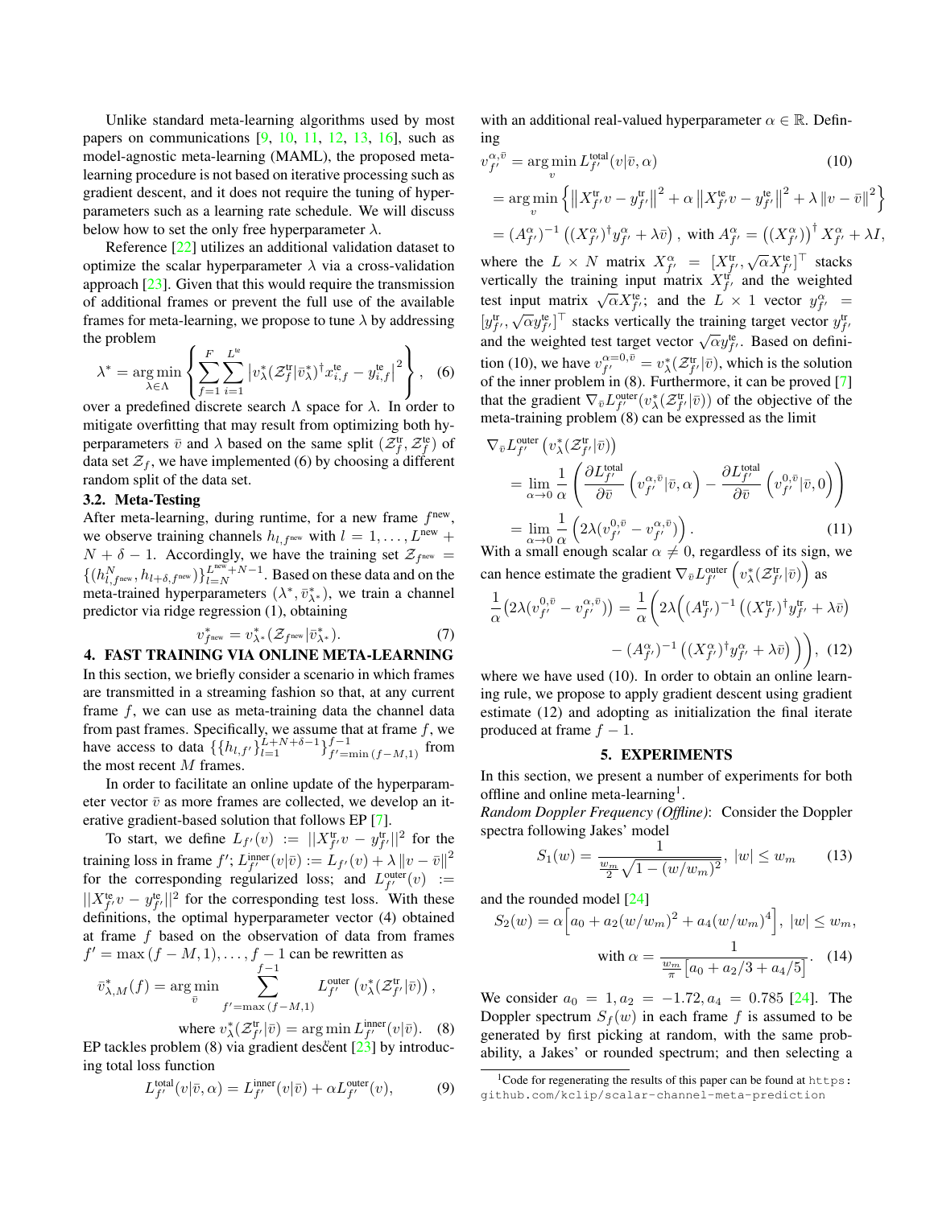Unlike standard meta-learning algorithms used by most papers on communications [9, 10, 11, 12, 13, 16], such as model-agnostic meta-learning (MAML), the proposed meta-learning procedure is not based on iterative processing such as gradient descent, and it does not require the tuning of hyperparameters such as a learning rate schedule. We will discuss below how to set the only free hyperparameter $\lambda$.

Reference [22] utilizes an additional validation dataset to optimize the scalar hyperparameter $\lambda$ via a cross-validation approach [23]. Given that this would require the transmission of additional frames or prevent the full use of the available frames for meta-learning, we propose to tune $\lambda$ by addressing the problem

$$\lambda^* = \arg\min_{\lambda \in \Lambda} \left\{ \sum_{f=1}^{F} \sum_{i=1}^{L^{\text{te}}} \left| v_\lambda^*(\mathcal{Z}_f^{\text{tr}} | \bar{v}_\lambda^*)^\dagger x_{i,f}^{\text{te}} - y_{i,f}^{\text{te}} \right|^2 \right\}, \quad (6)$$

over a predefined discrete search $\Lambda$ space for $\lambda$. In order to mitigate overfitting that may result from optimizing both hyperparameters $\bar{v}$ and $\lambda$ based on the same split $(\mathcal{Z}_f^{\text{tr}}, \mathcal{Z}_f^{\text{te}})$ of data set $\mathcal{Z}_f$, we have implemented (6) by choosing a different random split of the data set.

### 3.2. Meta-Testing

After meta-learning, during runtime, for a new frame $f^{\text{new}}$, we observe training channels $h_{l,f^{\text{new}}}$ with $l = 1, \ldots, L^{\text{new}} + N + \delta - 1$. Accordingly, we have the training set $\mathcal{Z}_{f^{\text{new}}} = \{(h_{l,f^{\text{new}}}^N, h_{l+\delta,f^{\text{new}}})\}_{l=N}^{L^{\text{new}}+N-1}$. Based on these data and on the meta-trained hyperparameters $(\lambda^*, \bar{v}_{\lambda^*}^*)$, we train a channel predictor via ridge regression (1), obtaining

$$v_{f^{\text{new}}}^* = v_{\lambda^*}^*(\mathcal{Z}_{f^{\text{new}}} | \bar{v}_{\lambda^*}^*). \quad (7)$$

## 4. FAST TRAINING VIA ONLINE META-LEARNING

In this section, we briefly consider a scenario in which frames are transmitted in a streaming fashion so that, at any current frame $f$, we can use as meta-training data the channel data from past frames. Specifically, we assume that at frame $f$, we have access to data $\{\{h_{l,f'}\}_{l=1}^{L+N+\delta-1}\}_{f'=\min(f-M,1)}^{f-1}$ from the most recent $M$ frames.

In order to facilitate an online update of the hyperparameter vector $\bar{v}$ as more frames are collected, we develop an iterative gradient-based solution that follows EP [7].

To start, we define $L_{f'}(v) := ||X_{f'}^{\text{tr}} v - y_{f'}^{\text{tr}}||^2$ for the training loss in frame $f'$; $L_{f'}^{\text{inner}}(v|\bar{v}) := L_{f'}(v) + \lambda \|v - \bar{v}\|^2$ for the corresponding regularized loss; and $L_{f'}^{\text{outer}}(v) := ||X_{f'}^{\text{te}} v - y_{f'}^{\text{te}}||^2$ for the corresponding test loss. With these definitions, the optimal hyperparameter vector (4) obtained at frame $f$ based on the observation of data from frames $f' = \max(f - M, 1), \ldots, f - 1$ can be rewritten as

$$\bar{v}_{\lambda,M}^*(f) = \arg\min_{\bar{v}} \sum_{f'=\max(f-M,1)}^{f-1} L_{f'}^{\text{outer}}\left(v_\lambda^*(\mathcal{Z}_{f'}^{\text{tr}} | \bar{v})\right),$$

$$\text{where } v_\lambda^*(\mathcal{Z}_{f'}^{\text{tr}} | \bar{v}) = \arg\min L_{f'}^{\text{inner}}(v|\bar{v}). \quad (8)$$

EP tackles problem (8) via gradient descent [23] by introducing total loss function

$$L_{f'}^{\text{total}}(v|\bar{v}, \alpha) = L_{f'}^{\text{inner}}(v|\bar{v}) + \alpha L_{f'}^{\text{outer}}(v), \quad (9)$$

with an additional real-valued hyperparameter $\alpha \in \mathbb{R}$. Defining

$$\begin{aligned} v_{f'}^{\alpha,\bar{v}} &= \arg\min_v L_{f'}^{\text{total}}(v|\bar{v}, \alpha) \quad (10) \\ &= \arg\min_v \left\{ \left\| X_{f'}^{\text{tr}} v - y_{f'}^{\text{tr}} \right\|^2 + \alpha \left\| X_{f'}^{\text{te}} v - y_{f'}^{\text{te}} \right\|^2 + \lambda \|v - \bar{v}\|^2 \right\} \\ &= (A_{f'}^\alpha)^{-1} \left( (X_{f'}^\alpha)^\dagger y_{f'}^\alpha + \lambda \bar{v} \right), \text{ with } A_{f'}^\alpha = \left( (X_{f'}^\alpha) \right)^\dagger X_{f'}^\alpha + \lambda I, \end{aligned}$$

where the $L \times N$ matrix $X_{f'}^\alpha = [X_{f'}^{\text{tr}}, \sqrt{\alpha} X_{f'}^{\text{te}}]^\top$ stacks vertically the training input matrix $X_{f'}^{\text{tr}}$ and the weighted test input matrix $\sqrt{\alpha} X_{f'}^{\text{te}}$; and the $L \times 1$ vector $y_{f'}^\alpha = [y_{f'}^{\text{tr}}, \sqrt{\alpha} y_{f'}^{\text{te}}]^\top$ stacks vertically the training target vector $y_{f'}^{\text{tr}}$ and the weighted test target vector $\sqrt{\alpha} y_{f'}^{\text{te}}$. Based on definition (10), we have $v_{f'}^{\alpha=0,\bar{v}} = v_\lambda^*(\mathcal{Z}_{f'}^{\text{tr}} | \bar{v})$, which is the solution of the inner problem in (8). Furthermore, it can be proved [7] that the gradient $\nabla_{\bar{v}} L_{f'}^{\text{outer}}(v_\lambda^*(\mathcal{Z}_{f'}^{\text{tr}} | \bar{v}))$ of the objective of the meta-training problem (8) can be expressed as the limit

$$\begin{aligned} &\nabla_{\bar{v}} L_{f'}^{\text{outer}}\left(v_\lambda^*(\mathcal{Z}_{f'}^{\text{tr}} | \bar{v})\right) \\ &= \lim_{\alpha \to 0} \frac{1}{\alpha} \left( \frac{\partial L_{f'}^{\text{total}}}{\partial \bar{v}} \left( v_{f'}^{\alpha,\bar{v}} | \bar{v}, \alpha \right) - \frac{\partial L_{f'}^{\text{total}}}{\partial \bar{v}} \left( v_{f'}^{0,\bar{v}} | \bar{v}, 0 \right) \right) \\ &= \lim_{\alpha \to 0} \frac{1}{\alpha} \left( 2\lambda (v_{f'}^{0,\bar{v}} - v_{f'}^{\alpha,\bar{v}}) \right). \quad (11) \end{aligned}$$

With a small enough scalar $\alpha \neq 0$, regardless of its sign, we can hence estimate the gradient $\nabla_{\bar{v}} L_{f'}^{\text{outer}}\left(v_\lambda^*(\mathcal{Z}_{f'}^{\text{tr}} | \bar{v})\right)$ as

$$\begin{aligned} \frac{1}{\alpha}\left(2\lambda(v_{f'}^{0,\bar{v}} - v_{f'}^{\alpha,\bar{v}})\right) = \frac{1}{\alpha}\Big( 2\lambda\Big( &(A_{f'}^{\text{tr}})^{-1}\left((X_{f'}^{\text{tr}})^\dagger y_{f'}^{\text{tr}} + \lambda \bar{v}\right) \\ &- (A_{f'}^\alpha)^{-1}\left((X_{f'}^\alpha)^\dagger y_{f'}^\alpha + \lambda \bar{v}\right) \Big)\Big), \quad (12) \end{aligned}$$

where we have used (10). In order to obtain an online learning rule, we propose to apply gradient descent using gradient estimate (12) and adopting as initialization the final iterate produced at frame $f - 1$.

## 5. EXPERIMENTS

In this section, we present a number of experiments for both offline and online meta-learning[1].

*Random Doppler Frequency (Offline)*: Consider the Doppler spectra following Jakes' model

$$S_1(w) = \frac{1}{\frac{w_m}{2}\sqrt{1 - (w/w_m)^2}}, \; |w| \leq w_m \quad (13)$$

and the rounded model [24]

$$S_2(w) = \alpha\Big[a_0 + a_2(w/w_m)^2 + a_4(w/w_m)^4\Big], \; |w| \leq w_m,$$

$$\text{with } \alpha = \frac{1}{\frac{w_m}{\pi}\left[a_0 + a_2/3 + a_4/5\right]}. \quad (14)$$

We consider $a_0 = 1, a_2 = -1.72, a_4 = 0.785$ [24]. The Doppler spectrum $S_f(w)$ in each frame $f$ is assumed to be generated by first picking at random, with the same probability, a Jakes' or rounded spectrum; and then selecting a

[1] Code for regenerating the results of this paper can be found at `https://github.com/kclip/scalar-channel-meta-prediction`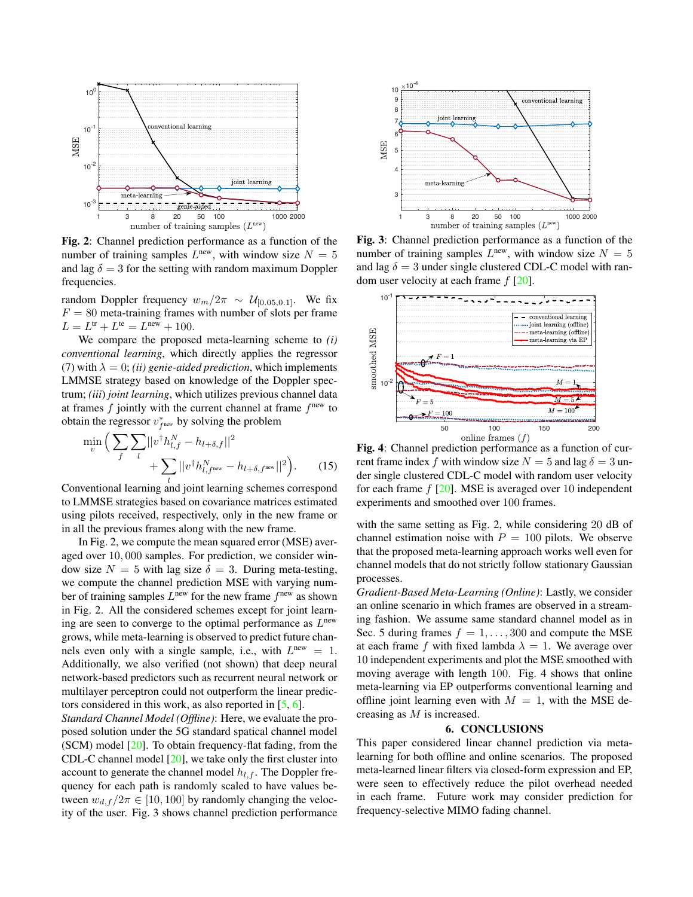**Fig. 2**: Channel prediction performance as a function of the number of training samples $L^{\text{new}}$, with window size $N = 5$ and lag $\delta = 3$ for the setting with random maximum Doppler frequencies.

random Doppler frequency $w_m/2\pi \sim \mathcal{U}_{[0.05,0.1]}$. We fix $F = 80$ meta-training frames with number of slots per frame $L = L^{\text{tr}} + L^{\text{te}} = L^{\text{new}} + 100$.

We compare the proposed meta-learning scheme to *(i) conventional learning*, which directly applies the regressor (7) with $\lambda = 0$; *(ii) genie-aided prediction*, which implements LMMSE strategy based on knowledge of the Doppler spectrum; *(iii) joint learning*, which utilizes previous channel data at frames $f$ jointly with the current channel at frame $f^{\text{new}}$ to obtain the regressor $v^*_{f^{\text{new}}}$ by solving the problem

$$\min_{v} \Big( \sum_{f} \sum_{l} ||v^\dagger h^N_{l,f} - h_{l+\delta,f}||^2 + \sum_{l} ||v^\dagger h^N_{l,f^{\text{new}}} - h_{l+\delta,f^{\text{new}}}||^2 \Big). \tag{15}$$

Conventional learning and joint learning schemes correspond to LMMSE strategies based on covariance matrices estimated using pilots received, respectively, only in the new frame or in all the previous frames along with the new frame.

In Fig. 2, we compute the mean squared error (MSE) averaged over $10,000$ samples. For prediction, we consider window size $N = 5$ with lag size $\delta = 3$. During meta-testing, we compute the channel prediction MSE with varying number of training samples $L^{\text{new}}$ for the new frame $f^{\text{new}}$ as shown in Fig. 2. All the considered schemes except for joint learning are seen to converge to the optimal performance as $L^{\text{new}}$ grows, while meta-learning is observed to predict future channels even only with a single sample, i.e., with $L^{\text{new}} = 1$. Additionally, we also verified (not shown) that deep neural network-based predictors such as recurrent neural network or multilayer perceptron could not outperform the linear predictors considered in this work, as also reported in [5, 6].

*Standard Channel Model (Offline)*: Here, we evaluate the proposed solution under the 5G standard spatial channel model (SCM) model [20]. To obtain frequency-flat fading, from the CDL-C channel model [20], we take only the first cluster into account to generate the channel model $h_{l,f}$. The Doppler frequency for each path is randomly scaled to have values between $w_{d,f}/2\pi \in [10, 100]$ by randomly changing the velocity of the user. Fig. 3 shows channel prediction performance

**Fig. 3**: Channel prediction performance as a function of the number of training samples $L^{\text{new}}$, with window size $N = 5$ and lag $\delta = 3$ under single clustered CDL-C model with random user velocity at each frame $f$ [20].

**Fig. 4**: Channel prediction performance as a function of current frame index $f$ with window size $N = 5$ and lag $\delta = 3$ under single clustered CDL-C model with random user velocity for each frame $f$ [20]. MSE is averaged over 10 independent experiments and smoothed over 100 frames.

with the same setting as Fig. 2, while considering 20 dB of channel estimation noise with $P = 100$ pilots. We observe that the proposed meta-learning approach works well even for channel models that do not strictly follow stationary Gaussian processes.

*Gradient-Based Meta-Learning (Online)*: Lastly, we consider an online scenario in which frames are observed in a streaming fashion. We assume same standard channel model as in Sec. 5 during frames $f = 1, \dots, 300$ and compute the MSE at each frame $f$ with fixed lambda $\lambda = 1$. We average over 10 independent experiments and plot the MSE smoothed with moving average with length 100. Fig. 4 shows that online meta-learning via EP outperforms conventional learning and offline joint learning even with $M = 1$, with the MSE decreasing as $M$ is increased.

## 6. CONCLUSIONS

This paper considered linear channel prediction via meta-learning for both offline and online scenarios. The proposed meta-learned linear filters via closed-form expression and EP, were seen to effectively reduce the pilot overhead needed in each frame. Future work may consider prediction for frequency-selective MIMO fading channel.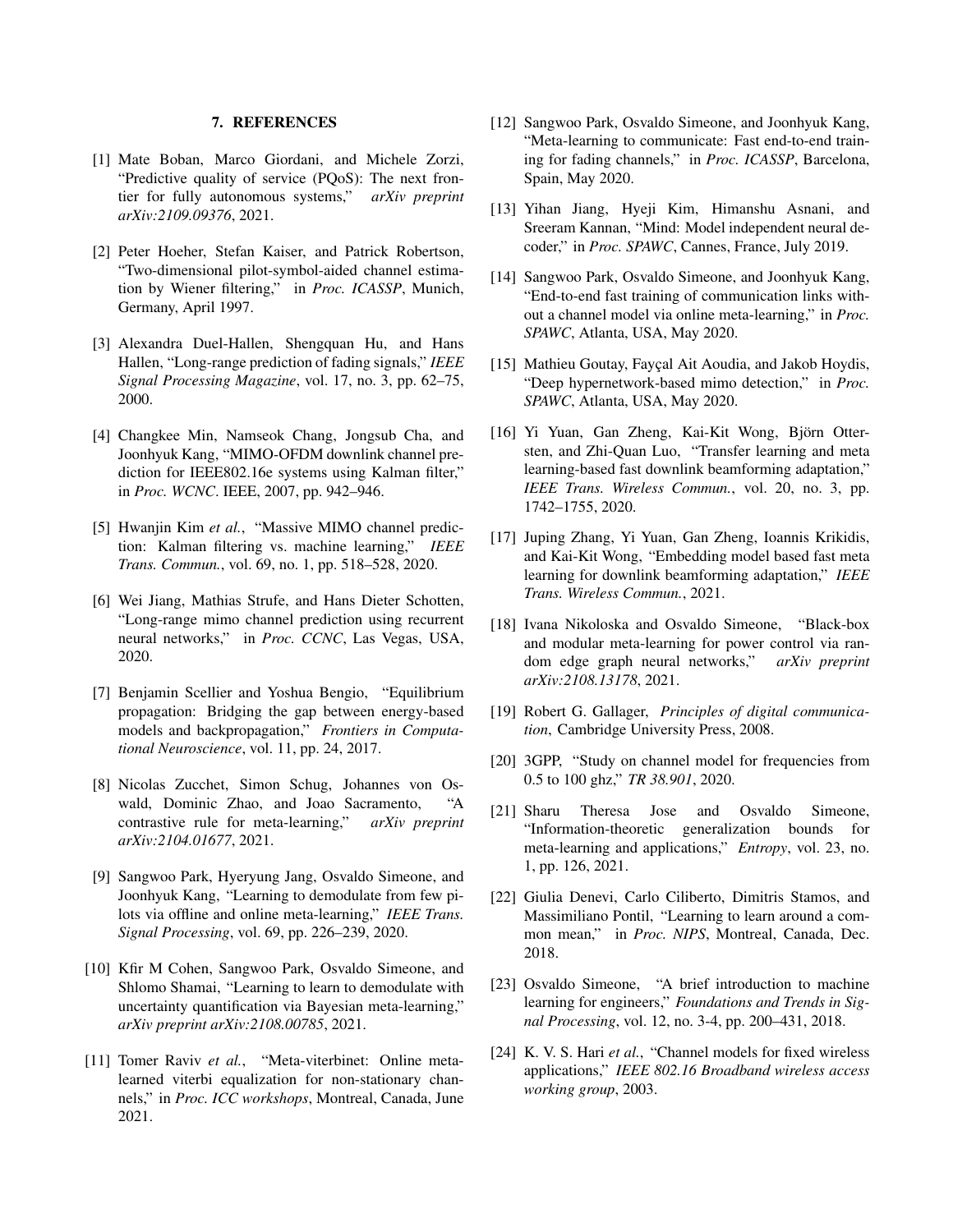## 7. REFERENCES

[1] Mate Boban, Marco Giordani, and Michele Zorzi, "Predictive quality of service (PQoS): The next frontier for fully autonomous systems," *arXiv preprint arXiv:2109.09376*, 2021.

[2] Peter Hoeher, Stefan Kaiser, and Patrick Robertson, "Two-dimensional pilot-symbol-aided channel estimation by Wiener filtering," in *Proc. ICASSP*, Munich, Germany, April 1997.

[3] Alexandra Duel-Hallen, Shengquan Hu, and Hans Hallen, "Long-range prediction of fading signals," *IEEE Signal Processing Magazine*, vol. 17, no. 3, pp. 62–75, 2000.

[4] Changkee Min, Namseok Chang, Jongsub Cha, and Joonhyuk Kang, "MIMO-OFDM downlink channel prediction for IEEE802.16e systems using Kalman filter," in *Proc. WCNC*. IEEE, 2007, pp. 942–946.

[5] Hwanjin Kim *et al.*, "Massive MIMO channel prediction: Kalman filtering vs. machine learning," *IEEE Trans. Commun.*, vol. 69, no. 1, pp. 518–528, 2020.

[6] Wei Jiang, Mathias Strufe, and Hans Dieter Schotten, "Long-range mimo channel prediction using recurrent neural networks," in *Proc. CCNC*, Las Vegas, USA, 2020.

[7] Benjamin Scellier and Yoshua Bengio, "Equilibrium propagation: Bridging the gap between energy-based models and backpropagation," *Frontiers in Computational Neuroscience*, vol. 11, pp. 24, 2017.

[8] Nicolas Zucchet, Simon Schug, Johannes von Oswald, Dominic Zhao, and Joao Sacramento, "A contrastive rule for meta-learning," *arXiv preprint arXiv:2104.01677*, 2021.

[9] Sangwoo Park, Hyeryung Jang, Osvaldo Simeone, and Joonhyuk Kang, "Learning to demodulate from few pilots via offline and online meta-learning," *IEEE Trans. Signal Processing*, vol. 69, pp. 226–239, 2020.

[10] Kfir M Cohen, Sangwoo Park, Osvaldo Simeone, and Shlomo Shamai, "Learning to learn to demodulate with uncertainty quantification via Bayesian meta-learning," *arXiv preprint arXiv:2108.00785*, 2021.

[11] Tomer Raviv *et al.*, "Meta-viterbinet: Online meta-learned viterbi equalization for non-stationary channels," in *Proc. ICC workshops*, Montreal, Canada, June 2021.

[12] Sangwoo Park, Osvaldo Simeone, and Joonhyuk Kang, "Meta-learning to communicate: Fast end-to-end training for fading channels," in *Proc. ICASSP*, Barcelona, Spain, May 2020.

[13] Yihan Jiang, Hyeji Kim, Himanshu Asnani, and Sreeram Kannan, "Mind: Model independent neural decoder," in *Proc. SPAWC*, Cannes, France, July 2019.

[14] Sangwoo Park, Osvaldo Simeone, and Joonhyuk Kang, "End-to-end fast training of communication links without a channel model via online meta-learning," in *Proc. SPAWC*, Atlanta, USA, May 2020.

[15] Mathieu Goutay, Fayçal Ait Aoudia, and Jakob Hoydis, "Deep hypernetwork-based mimo detection," in *Proc. SPAWC*, Atlanta, USA, May 2020.

[16] Yi Yuan, Gan Zheng, Kai-Kit Wong, Björn Ottersten, and Zhi-Quan Luo, "Transfer learning and meta learning-based fast downlink beamforming adaptation," *IEEE Trans. Wireless Commun.*, vol. 20, no. 3, pp. 1742–1755, 2020.

[17] Juping Zhang, Yi Yuan, Gan Zheng, Ioannis Krikidis, and Kai-Kit Wong, "Embedding model based fast meta learning for downlink beamforming adaptation," *IEEE Trans. Wireless Commun.*, 2021.

[18] Ivana Nikoloska and Osvaldo Simeone, "Black-box and modular meta-learning for power control via random edge graph neural networks," *arXiv preprint arXiv:2108.13178*, 2021.

[19] Robert G. Gallager, *Principles of digital communication*, Cambridge University Press, 2008.

[20] 3GPP, "Study on channel model for frequencies from 0.5 to 100 ghz," *TR 38.901*, 2020.

[21] Sharu Theresa Jose and Osvaldo Simeone, "Information-theoretic generalization bounds for meta-learning and applications," *Entropy*, vol. 23, no. 1, pp. 126, 2021.

[22] Giulia Denevi, Carlo Ciliberto, Dimitris Stamos, and Massimiliano Pontil, "Learning to learn around a common mean," in *Proc. NIPS*, Montreal, Canada, Dec. 2018.

[23] Osvaldo Simeone, "A brief introduction to machine learning for engineers," *Foundations and Trends in Signal Processing*, vol. 12, no. 3-4, pp. 200–431, 2018.

[24] K. V. S. Hari *et al.*, "Channel models for fixed wireless applications," *IEEE 802.16 Broadband wireless access working group*, 2003.